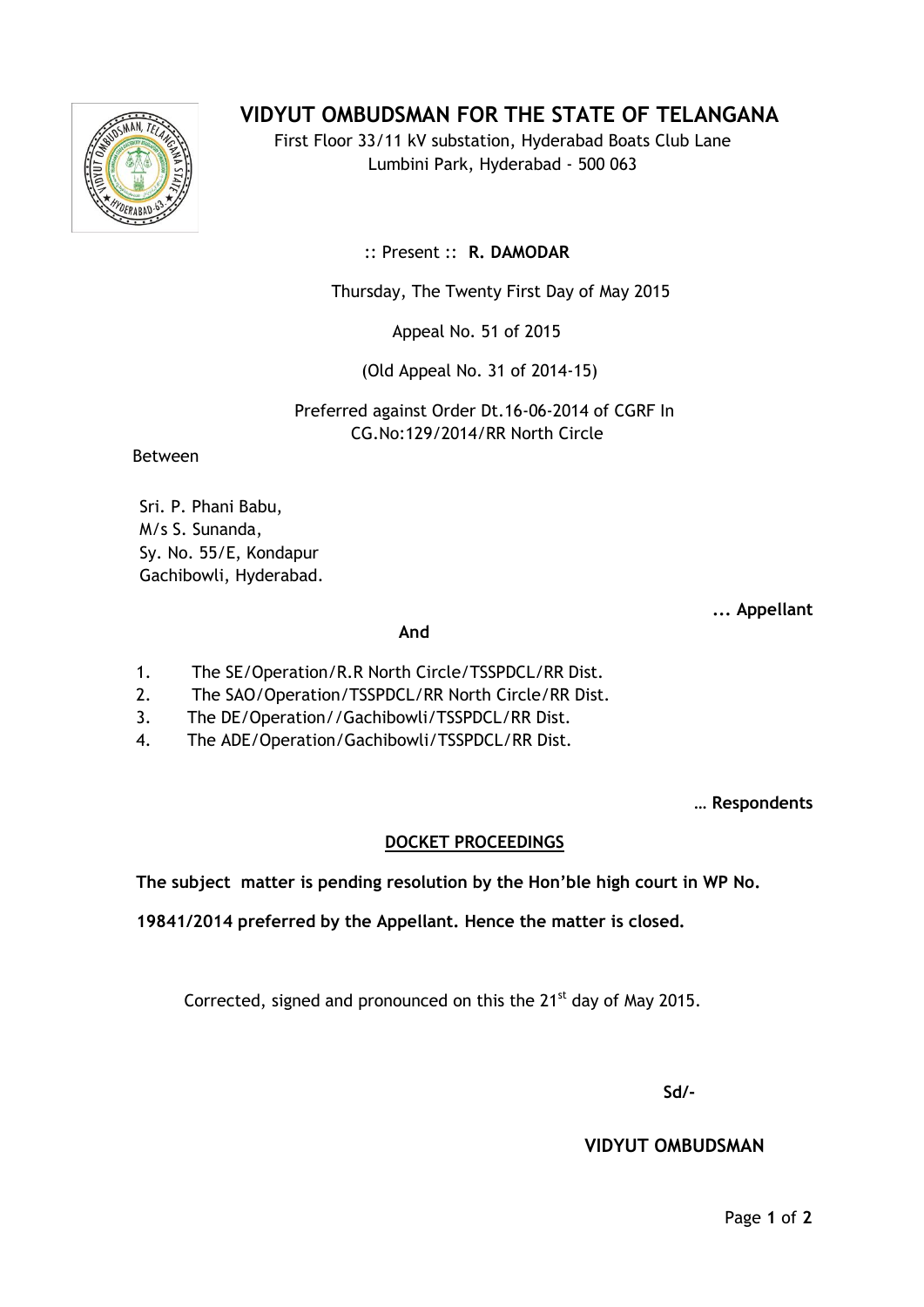# VIDYUT OMBUDSMAN FOR THE STATE OF TELANGANA

First Floor 33/11 kV substation, Hyderabad Boats Club Lane
Lumbini Park, Hyderabad - 500 063

:: Present :: **R. DAMODAR**

Thursday, The Twenty First Day of May 2015

Appeal No. 51 of 2015

(Old Appeal No. 31 of 2014-15)

Preferred against Order Dt.16-06-2014 of CGRF In
CG.No:129/2014/RR North Circle

Between

Sri. P. Phani Babu,
M/s S. Sunanda,
Sy. No. 55/E, Kondapur
Gachibowli, Hyderabad.

**... Appellant**

**And**

1. The SE/Operation/R.R North Circle/TSSPDCL/RR Dist.
2. The SAO/Operation/TSSPDCL/RR North Circle/RR Dist.
3. The DE/Operation//Gachibowli/TSSPDCL/RR Dist.
4. The ADE/Operation/Gachibowli/TSSPDCL/RR Dist.

**… Respondents**

**DOCKET PROCEEDINGS**

**The subject matter is pending resolution by the Hon'ble high court in WP No. 19841/2014 preferred by the Appellant. Hence the matter is closed.**

Corrected, signed and pronounced on this the 21st day of May 2015.

**Sd/-**

**VIDYUT OMBUDSMAN**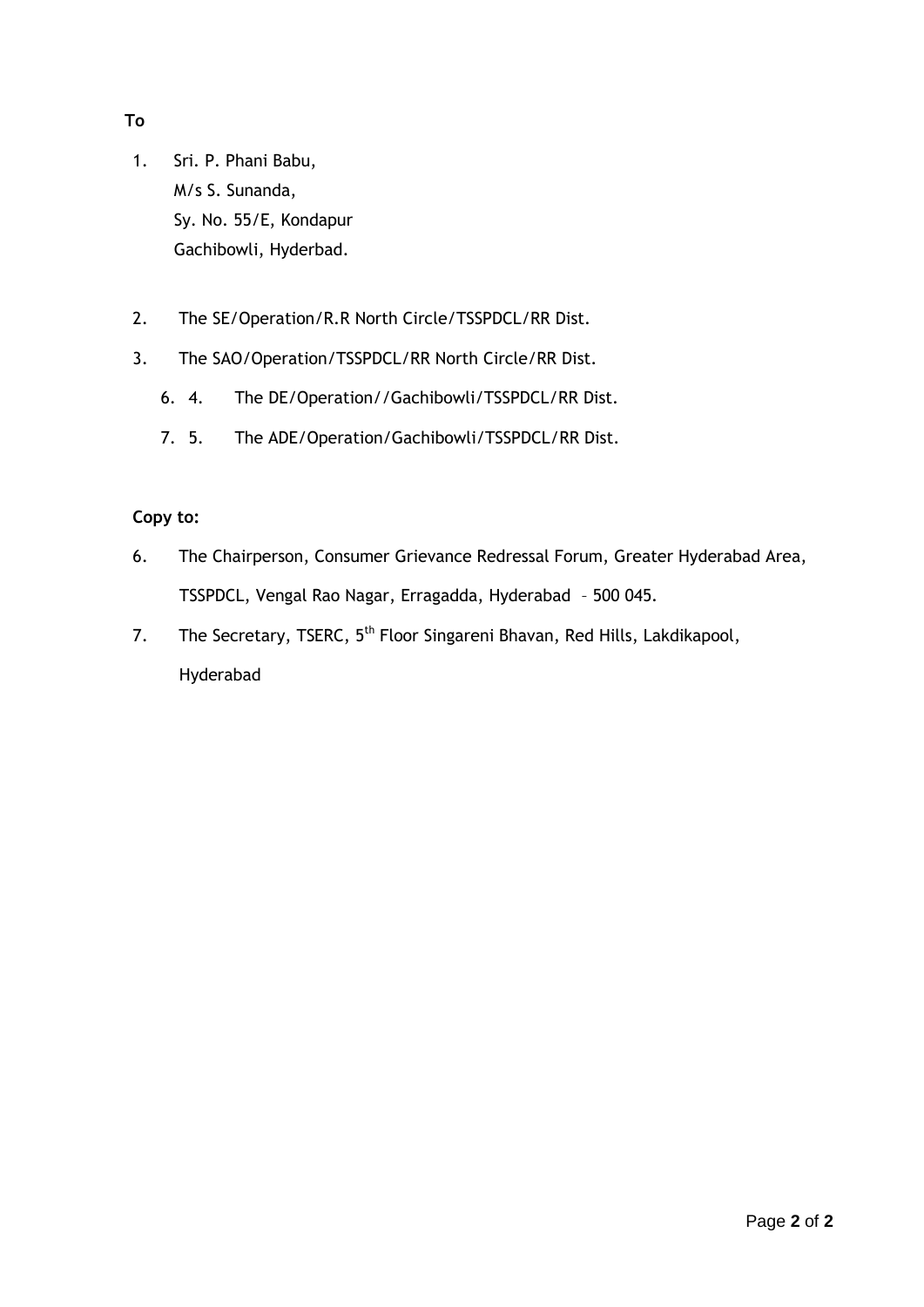**To**

1. Sri. P. Phani Babu,
   M/s S. Sunanda,
   Sy. No. 55/E, Kondapur
   Gachibowli, Hyderbad.

2. The SE/Operation/R.R North Circle/TSSPDCL/RR Dist.

3. The SAO/Operation/TSSPDCL/RR North Circle/RR Dist.

6. 4. The DE/Operation//Gachibowli/TSSPDCL/RR Dist.

7. 5. The ADE/Operation/Gachibowli/TSSPDCL/RR Dist.

**Copy to:**

6. The Chairperson, Consumer Grievance Redressal Forum, Greater Hyderabad Area, TSSPDCL, Vengal Rao Nagar, Erragadda, Hyderabad – 500 045.

7. The Secretary, TSERC, 5th Floor Singareni Bhavan, Red Hills, Lakdikapool, Hyderabad